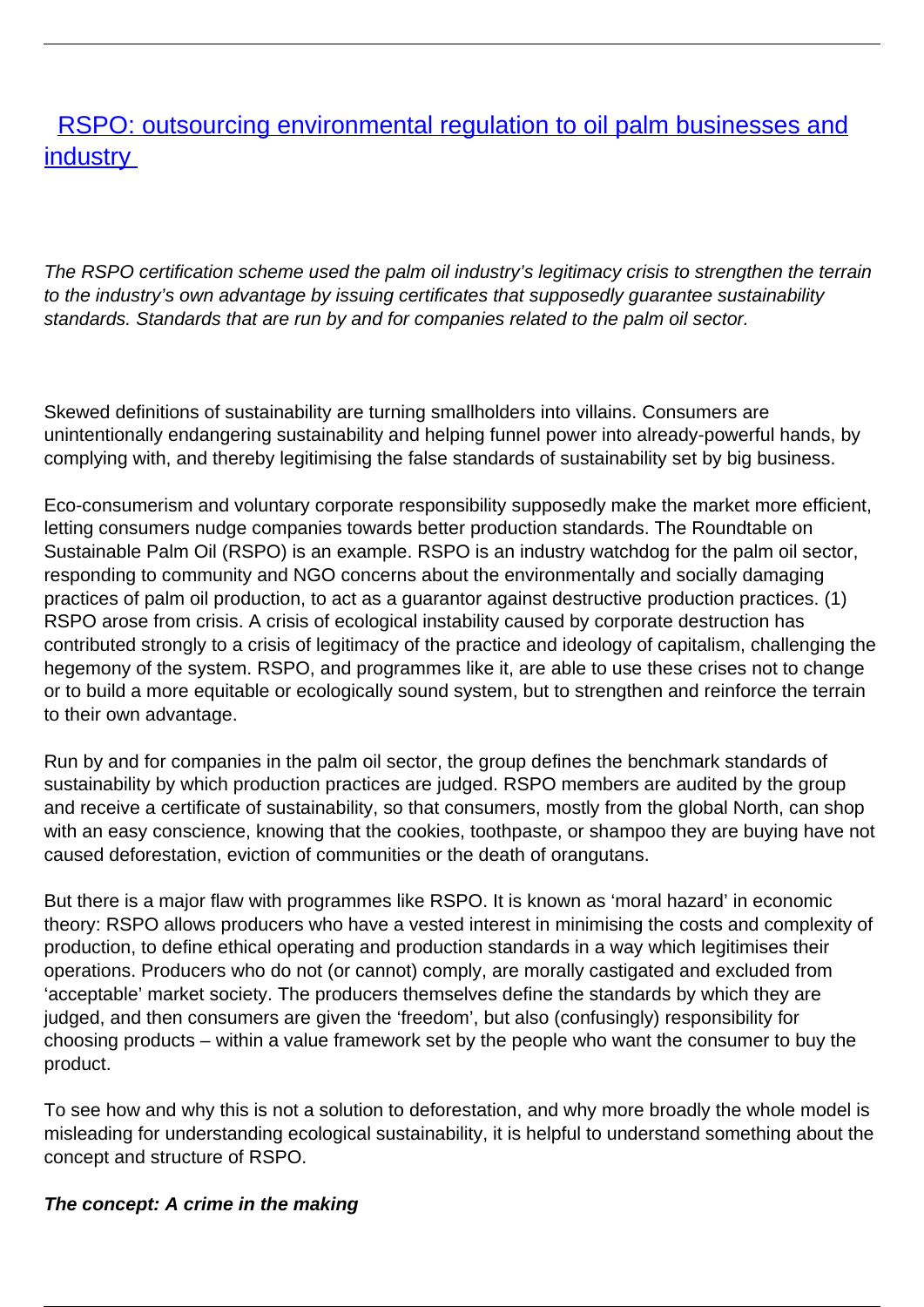# [RSPO: outsourcing environmental regulation to oil palm businesses and industry](#)

*The RSPO certification scheme used the palm oil industry's legitimacy crisis to strengthen the terrain to the industry's own advantage by issuing certificates that supposedly guarantee sustainability standards. Standards that are run by and for companies related to the palm oil sector.*

Skewed definitions of sustainability are turning smallholders into villains. Consumers are unintentionally endangering sustainability and helping funnel power into already-powerful hands, by complying with, and thereby legitimising the false standards of sustainability set by big business.

Eco-consumerism and voluntary corporate responsibility supposedly make the market more efficient, letting consumers nudge companies towards better production standards. The Roundtable on Sustainable Palm Oil (RSPO) is an example. RSPO is an industry watchdog for the palm oil sector, responding to community and NGO concerns about the environmentally and socially damaging practices of palm oil production, to act as a guarantor against destructive production practices. (1) RSPO arose from crisis. A crisis of ecological instability caused by corporate destruction has contributed strongly to a crisis of legitimacy of the practice and ideology of capitalism, challenging the hegemony of the system. RSPO, and programmes like it, are able to use these crises not to change or to build a more equitable or ecologically sound system, but to strengthen and reinforce the terrain to their own advantage.

Run by and for companies in the palm oil sector, the group defines the benchmark standards of sustainability by which production practices are judged. RSPO members are audited by the group and receive a certificate of sustainability, so that consumers, mostly from the global North, can shop with an easy conscience, knowing that the cookies, toothpaste, or shampoo they are buying have not caused deforestation, eviction of communities or the death of orangutans.

But there is a major flaw with programmes like RSPO. It is known as 'moral hazard' in economic theory: RSPO allows producers who have a vested interest in minimising the costs and complexity of production, to define ethical operating and production standards in a way which legitimises their operations. Producers who do not (or cannot) comply, are morally castigated and excluded from 'acceptable' market society. The producers themselves define the standards by which they are judged, and then consumers are given the 'freedom', but also (confusingly) responsibility for choosing products – within a value framework set by the people who want the consumer to buy the product.

To see how and why this is not a solution to deforestation, and why more broadly the whole model is misleading for understanding ecological sustainability, it is helpful to understand something about the concept and structure of RSPO.

***The concept: A crime in the making***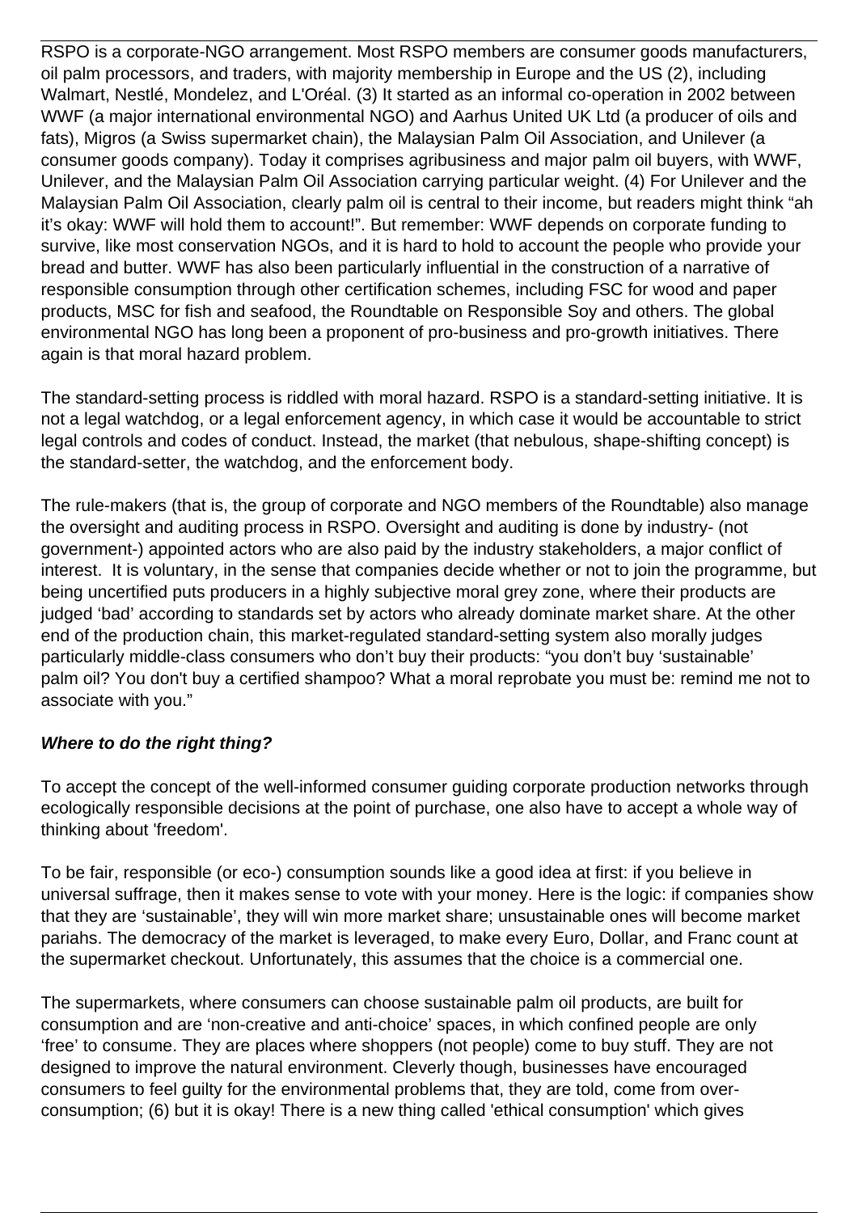RSPO is a corporate-NGO arrangement. Most RSPO members are consumer goods manufacturers, oil palm processors, and traders, with majority membership in Europe and the US (2), including Walmart, Nestlé, Mondelez, and L'Oréal. (3) It started as an informal co-operation in 2002 between WWF (a major international environmental NGO) and Aarhus United UK Ltd (a producer of oils and fats), Migros (a Swiss supermarket chain), the Malaysian Palm Oil Association, and Unilever (a consumer goods company). Today it comprises agribusiness and major palm oil buyers, with WWF, Unilever, and the Malaysian Palm Oil Association carrying particular weight. (4) For Unilever and the Malaysian Palm Oil Association, clearly palm oil is central to their income, but readers might think "ah it's okay: WWF will hold them to account!". But remember: WWF depends on corporate funding to survive, like most conservation NGOs, and it is hard to hold to account the people who provide your bread and butter. WWF has also been particularly influential in the construction of a narrative of responsible consumption through other certification schemes, including FSC for wood and paper products, MSC for fish and seafood, the Roundtable on Responsible Soy and others. The global environmental NGO has long been a proponent of pro-business and pro-growth initiatives. There again is that moral hazard problem.

The standard-setting process is riddled with moral hazard. RSPO is a standard-setting initiative. It is not a legal watchdog, or a legal enforcement agency, in which case it would be accountable to strict legal controls and codes of conduct. Instead, the market (that nebulous, shape-shifting concept) is the standard-setter, the watchdog, and the enforcement body.

The rule-makers (that is, the group of corporate and NGO members of the Roundtable) also manage the oversight and auditing process in RSPO. Oversight and auditing is done by industry- (not government-) appointed actors who are also paid by the industry stakeholders, a major conflict of interest. It is voluntary, in the sense that companies decide whether or not to join the programme, but being uncertified puts producers in a highly subjective moral grey zone, where their products are judged 'bad' according to standards set by actors who already dominate market share. At the other end of the production chain, this market-regulated standard-setting system also morally judges particularly middle-class consumers who don't buy their products: "you don't buy 'sustainable' palm oil? You don't buy a certified shampoo? What a moral reprobate you must be: remind me not to associate with you."

***Where to do the right thing?***

To accept the concept of the well-informed consumer guiding corporate production networks through ecologically responsible decisions at the point of purchase, one also have to accept a whole way of thinking about 'freedom'.

To be fair, responsible (or eco-) consumption sounds like a good idea at first: if you believe in universal suffrage, then it makes sense to vote with your money. Here is the logic: if companies show that they are 'sustainable', they will win more market share; unsustainable ones will become market pariahs. The democracy of the market is leveraged, to make every Euro, Dollar, and Franc count at the supermarket checkout. Unfortunately, this assumes that the choice is a commercial one.

The supermarkets, where consumers can choose sustainable palm oil products, are built for consumption and are 'non-creative and anti-choice' spaces, in which confined people are only 'free' to consume. They are places where shoppers (not people) come to buy stuff. They are not designed to improve the natural environment. Cleverly though, businesses have encouraged consumers to feel guilty for the environmental problems that, they are told, come from over-consumption; (6) but it is okay! There is a new thing called 'ethical consumption' which gives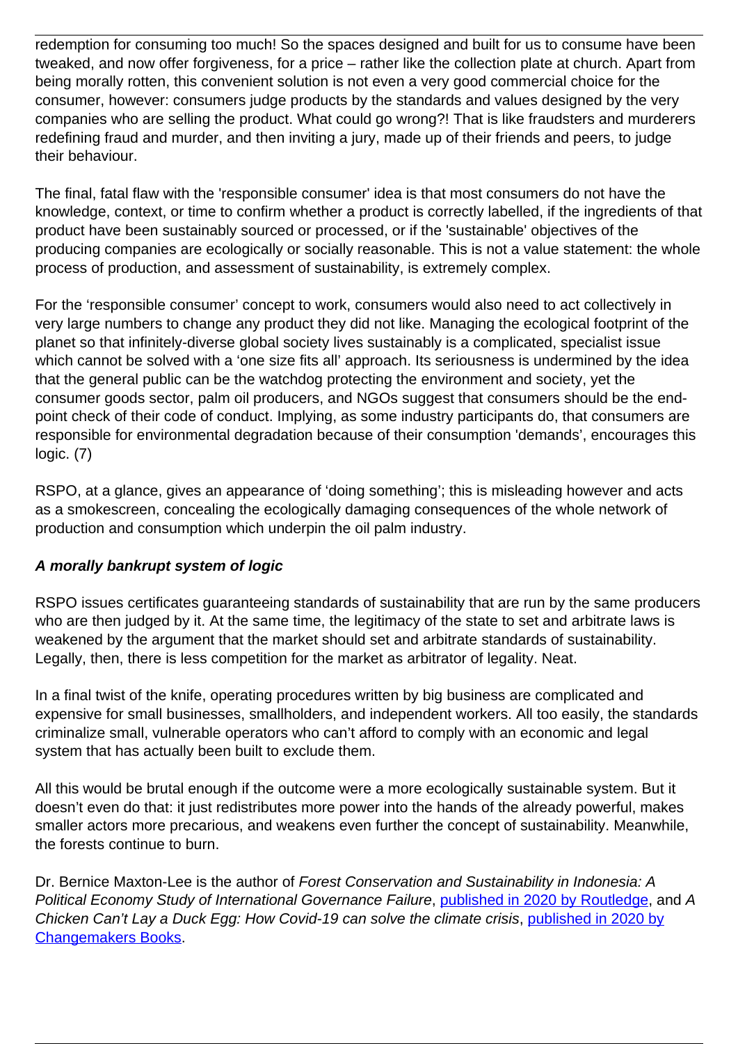redemption for consuming too much! So the spaces designed and built for us to consume have been tweaked, and now offer forgiveness, for a price – rather like the collection plate at church. Apart from being morally rotten, this convenient solution is not even a very good commercial choice for the consumer, however: consumers judge products by the standards and values designed by the very companies who are selling the product. What could go wrong?! That is like fraudsters and murderers redefining fraud and murder, and then inviting a jury, made up of their friends and peers, to judge their behaviour.

The final, fatal flaw with the 'responsible consumer' idea is that most consumers do not have the knowledge, context, or time to confirm whether a product is correctly labelled, if the ingredients of that product have been sustainably sourced or processed, or if the 'sustainable' objectives of the producing companies are ecologically or socially reasonable. This is not a value statement: the whole process of production, and assessment of sustainability, is extremely complex.

For the 'responsible consumer' concept to work, consumers would also need to act collectively in very large numbers to change any product they did not like. Managing the ecological footprint of the planet so that infinitely-diverse global society lives sustainably is a complicated, specialist issue which cannot be solved with a 'one size fits all' approach. Its seriousness is undermined by the idea that the general public can be the watchdog protecting the environment and society, yet the consumer goods sector, palm oil producers, and NGOs suggest that consumers should be the end-point check of their code of conduct. Implying, as some industry participants do, that consumers are responsible for environmental degradation because of their consumption 'demands', encourages this logic. (7)

RSPO, at a glance, gives an appearance of 'doing something'; this is misleading however and acts as a smokescreen, concealing the ecologically damaging consequences of the whole network of production and consumption which underpin the oil palm industry.

***A morally bankrupt system of logic***

RSPO issues certificates guaranteeing standards of sustainability that are run by the same producers who are then judged by it. At the same time, the legitimacy of the state to set and arbitrate laws is weakened by the argument that the market should set and arbitrate standards of sustainability. Legally, then, there is less competition for the market as arbitrator of legality. Neat.

In a final twist of the knife, operating procedures written by big business are complicated and expensive for small businesses, smallholders, and independent workers. All too easily, the standards criminalize small, vulnerable operators who can't afford to comply with an economic and legal system that has actually been built to exclude them.

All this would be brutal enough if the outcome were a more ecologically sustainable system. But it doesn't even do that: it just redistributes more power into the hands of the already powerful, makes smaller actors more precarious, and weakens even further the concept of sustainability. Meanwhile, the forests continue to burn.

Dr. Bernice Maxton-Lee is the author of *Forest Conservation and Sustainability in Indonesia: A Political Economy Study of International Governance Failure*, published in 2020 by Routledge, and *A Chicken Can't Lay a Duck Egg: How Covid-19 can solve the climate crisis*, published in 2020 by Changemakers Books.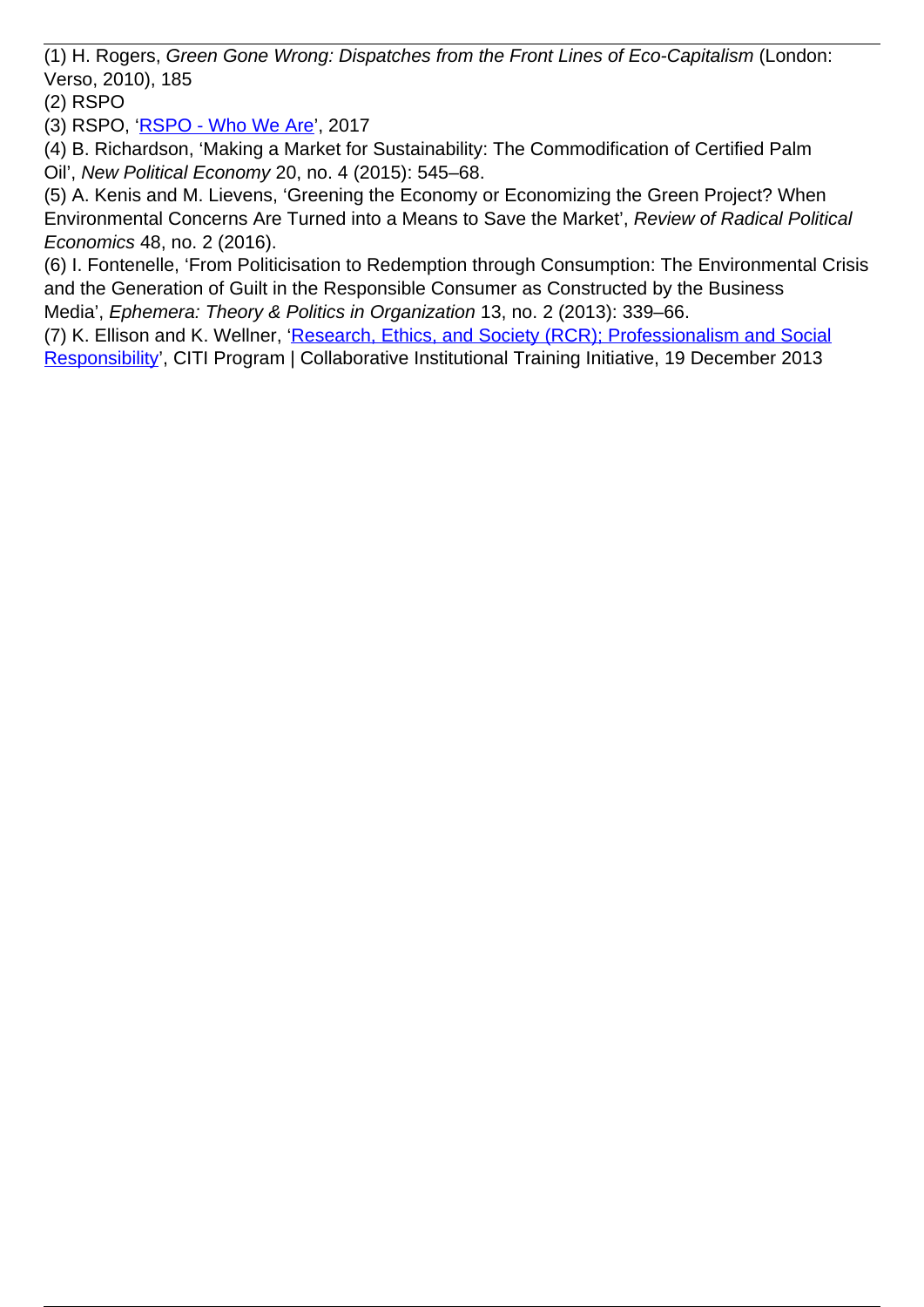(1) H. Rogers, *Green Gone Wrong: Dispatches from the Front Lines of Eco-Capitalism* (London: Verso, 2010), 185

(2) RSPO

(3) RSPO, '[RSPO - Who We Are]', 2017

(4) B. Richardson, 'Making a Market for Sustainability: The Commodification of Certified Palm Oil', *New Political Economy* 20, no. 4 (2015): 545–68.

(5) A. Kenis and M. Lievens, 'Greening the Economy or Economizing the Green Project? When Environmental Concerns Are Turned into a Means to Save the Market', *Review of Radical Political Economics* 48, no. 2 (2016).

(6) I. Fontenelle, 'From Politicisation to Redemption through Consumption: The Environmental Crisis and the Generation of Guilt in the Responsible Consumer as Constructed by the Business Media', *Ephemera: Theory & Politics in Organization* 13, no. 2 (2013): 339–66.

(7) K. Ellison and K. Wellner, '[Research, Ethics, and Society (RCR); Professionalism and Social Responsibility]', CITI Program | Collaborative Institutional Training Initiative, 19 December 2013